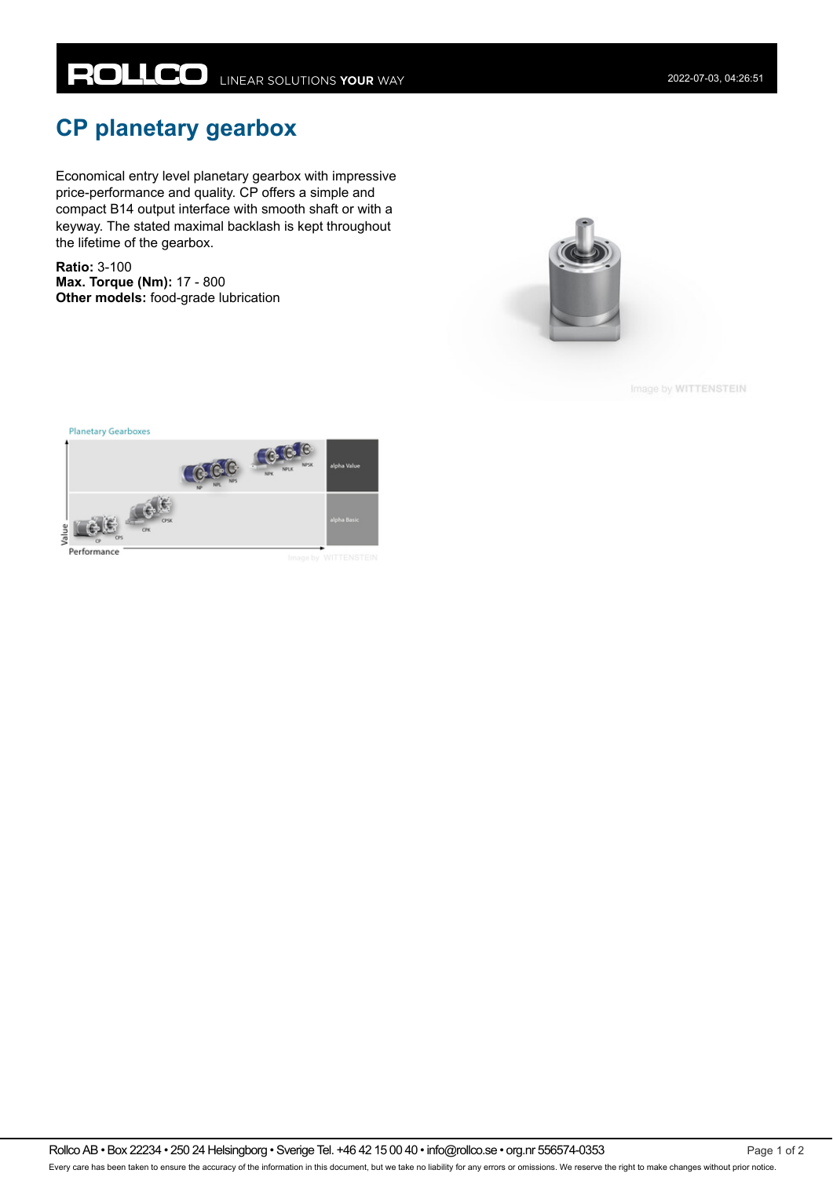# CP planetary gearbox

Economical entry level planetary gearbox with impressive price-performance and quality. CP offers a simple and compact B14 output interface with smooth shaft or with a keyway. The stated maximal backlash is kept throughout the lifetime of the gearbox.

**Ratio:** 3-100
**Max. Torque (Nm):** 17 - 800
**Other models:** food-grade lubrication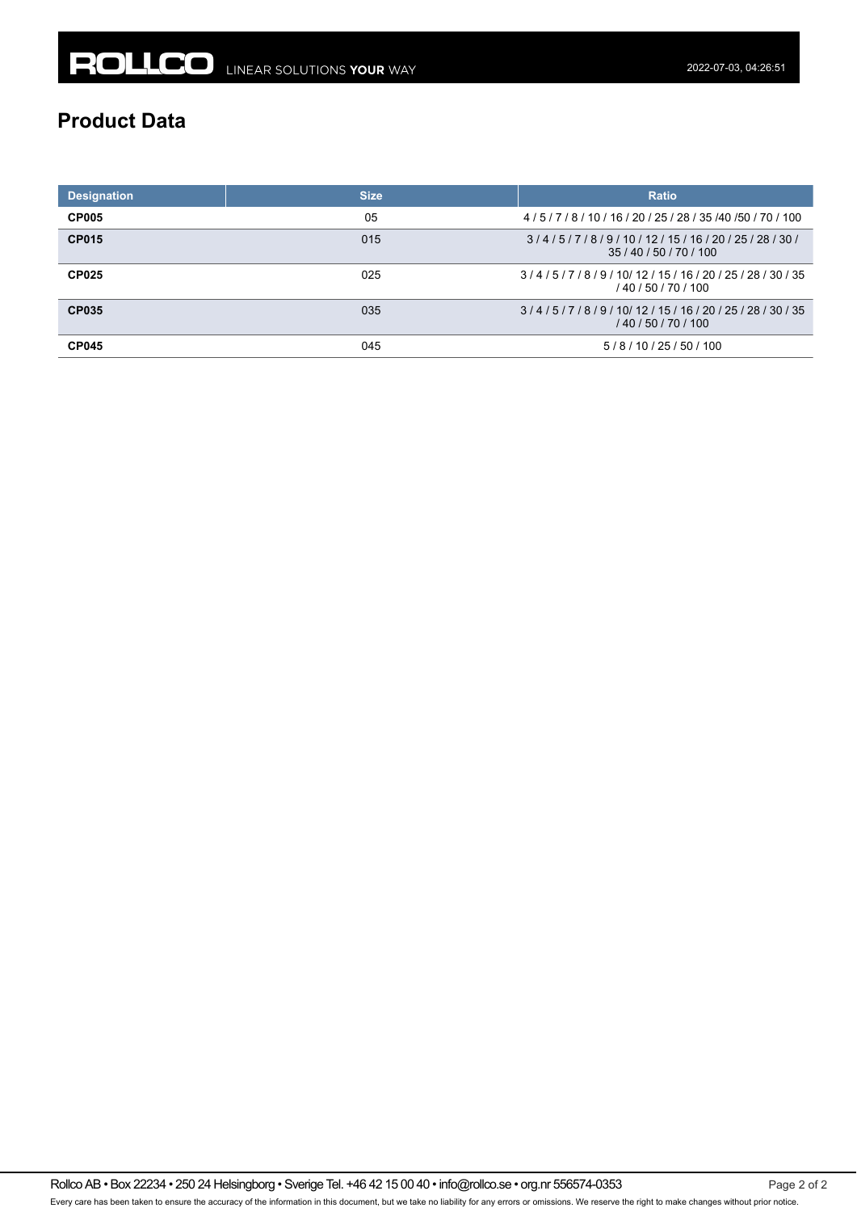## Product Data

| Designation | Size | Ratio |
|---|---|---|
| **CP005** | 05 | 4 / 5 / 7 / 8 / 10 / 16 / 20 / 25 / 28 / 35 /40 /50 / 70 / 100 |
| **CP015** | 015 | 3 / 4 / 5 / 7 / 8 / 9 / 10 / 12 / 15 / 16 / 20 / 25 / 28 / 30 / 35 / 40 / 50 / 70 / 100 |
| **CP025** | 025 | 3 / 4 / 5 / 7 / 8 / 9 / 10/ 12 / 15 / 16 / 20 / 25 / 28 / 30 / 35 / 40 / 50 / 70 / 100 |
| **CP035** | 035 | 3 / 4 / 5 / 7 / 8 / 9 / 10/ 12 / 15 / 16 / 20 / 25 / 28 / 30 / 35 / 40 / 50 / 70 / 100 |
| **CP045** | 045 | 5 / 8 / 10 / 25 / 50 / 100 |